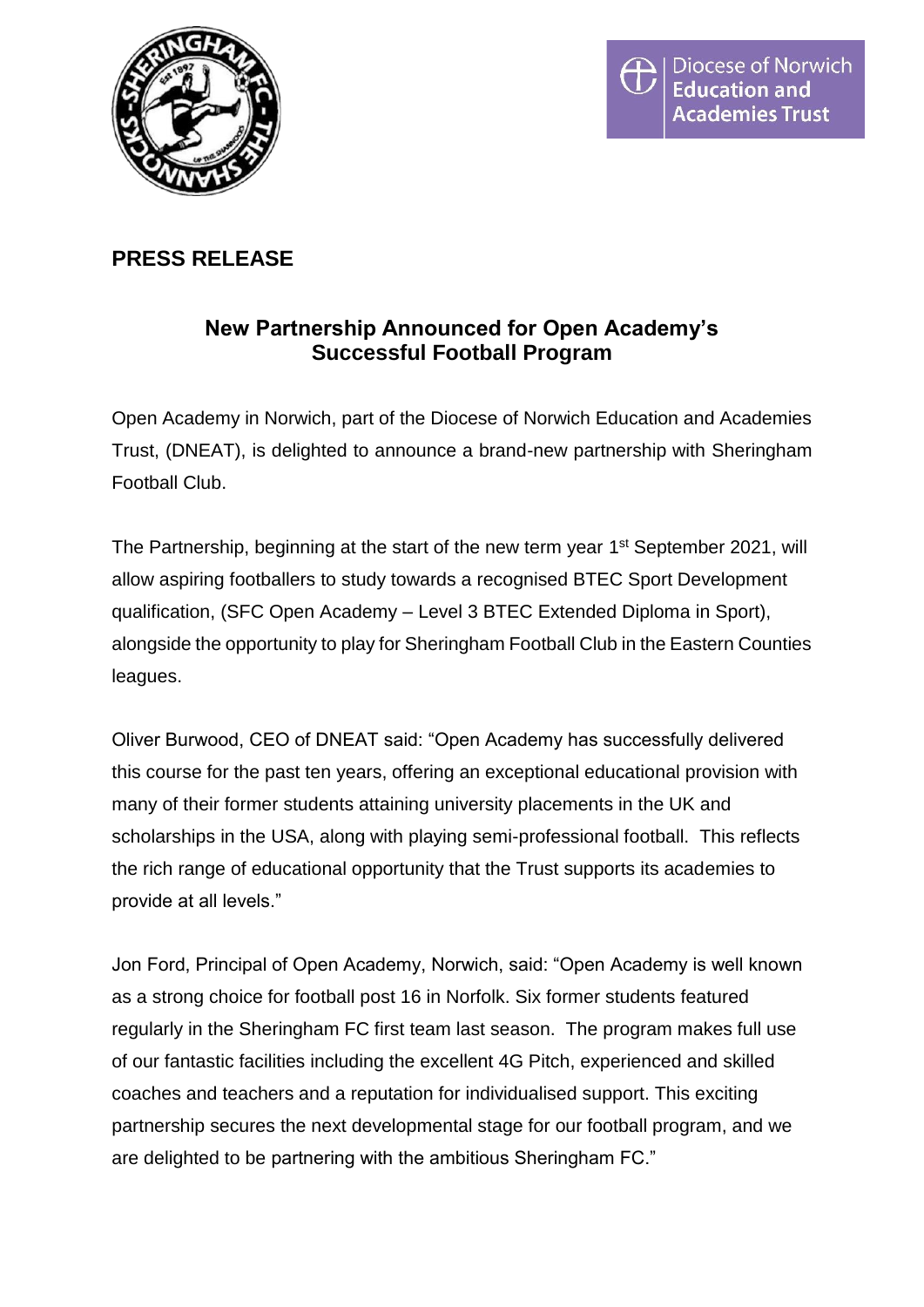**PRESS RELEASE**

## New Partnership Announced for Open Academy's Successful Football Program

Open Academy in Norwich, part of the Diocese of Norwich Education and Academies Trust, (DNEAT), is delighted to announce a brand-new partnership with Sheringham Football Club.

The Partnership, beginning at the start of the new term year 1st September 2021, will allow aspiring footballers to study towards a recognised BTEC Sport Development qualification, (SFC Open Academy – Level 3 BTEC Extended Diploma in Sport), alongside the opportunity to play for Sheringham Football Club in the Eastern Counties leagues.

Oliver Burwood, CEO of DNEAT said: "Open Academy has successfully delivered this course for the past ten years, offering an exceptional educational provision with many of their former students attaining university placements in the UK and scholarships in the USA, along with playing semi-professional football. This reflects the rich range of educational opportunity that the Trust supports its academies to provide at all levels."

Jon Ford, Principal of Open Academy, Norwich, said: "Open Academy is well known as a strong choice for football post 16 in Norfolk. Six former students featured regularly in the Sheringham FC first team last season. The program makes full use of our fantastic facilities including the excellent 4G Pitch, experienced and skilled coaches and teachers and a reputation for individualised support. This exciting partnership secures the next developmental stage for our football program, and we are delighted to be partnering with the ambitious Sheringham FC."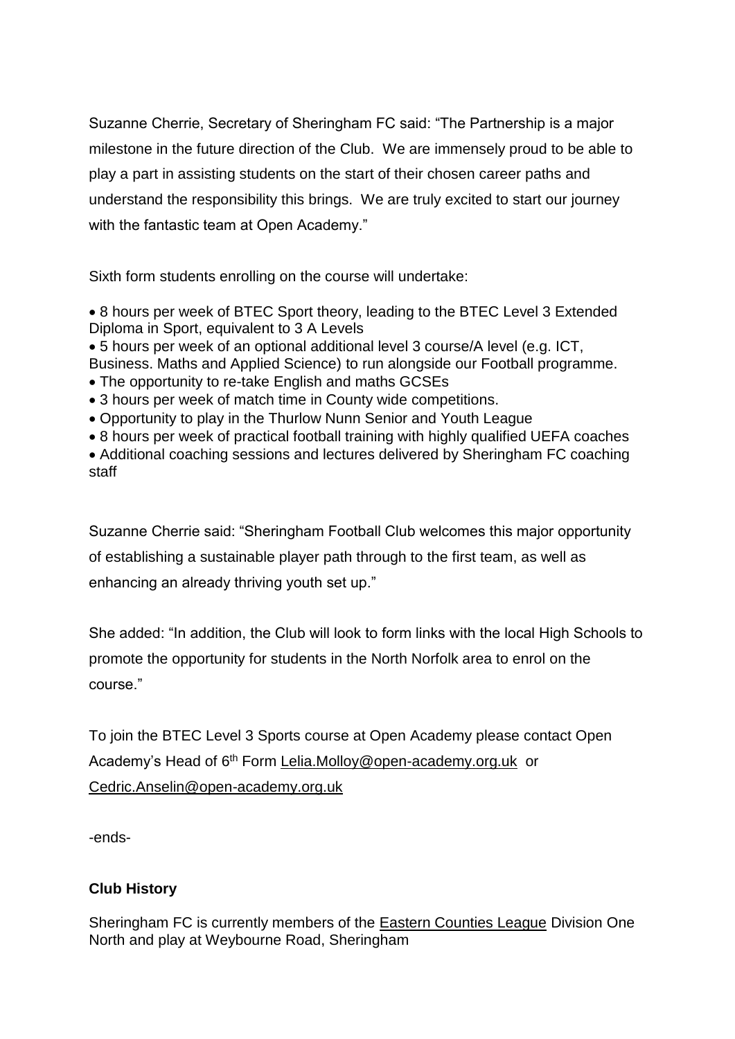Suzanne Cherrie, Secretary of Sheringham FC said: "The Partnership is a major milestone in the future direction of the Club. We are immensely proud to be able to play a part in assisting students on the start of their chosen career paths and understand the responsibility this brings. We are truly excited to start our journey with the fantastic team at Open Academy."

Sixth form students enrolling on the course will undertake:

- 8 hours per week of BTEC Sport theory, leading to the BTEC Level 3 Extended Diploma in Sport, equivalent to 3 A Levels
- 5 hours per week of an optional additional level 3 course/A level (e.g. ICT, Business. Maths and Applied Science) to run alongside our Football programme.
- The opportunity to re-take English and maths GCSEs
- 3 hours per week of match time in County wide competitions.
- Opportunity to play in the Thurlow Nunn Senior and Youth League
- 8 hours per week of practical football training with highly qualified UEFA coaches
- Additional coaching sessions and lectures delivered by Sheringham FC coaching staff

Suzanne Cherrie said: "Sheringham Football Club welcomes this major opportunity of establishing a sustainable player path through to the first team, as well as enhancing an already thriving youth set up."

She added: "In addition, the Club will look to form links with the local High Schools to promote the opportunity for students in the North Norfolk area to enrol on the course."

To join the BTEC Level 3 Sports course at Open Academy please contact Open Academy's Head of 6th Form Lelia.Molloy@open-academy.org.uk or Cedric.Anselin@open-academy.org.uk

-ends-

**Club History**

Sheringham FC is currently members of the Eastern Counties League Division One North and play at Weybourne Road, Sheringham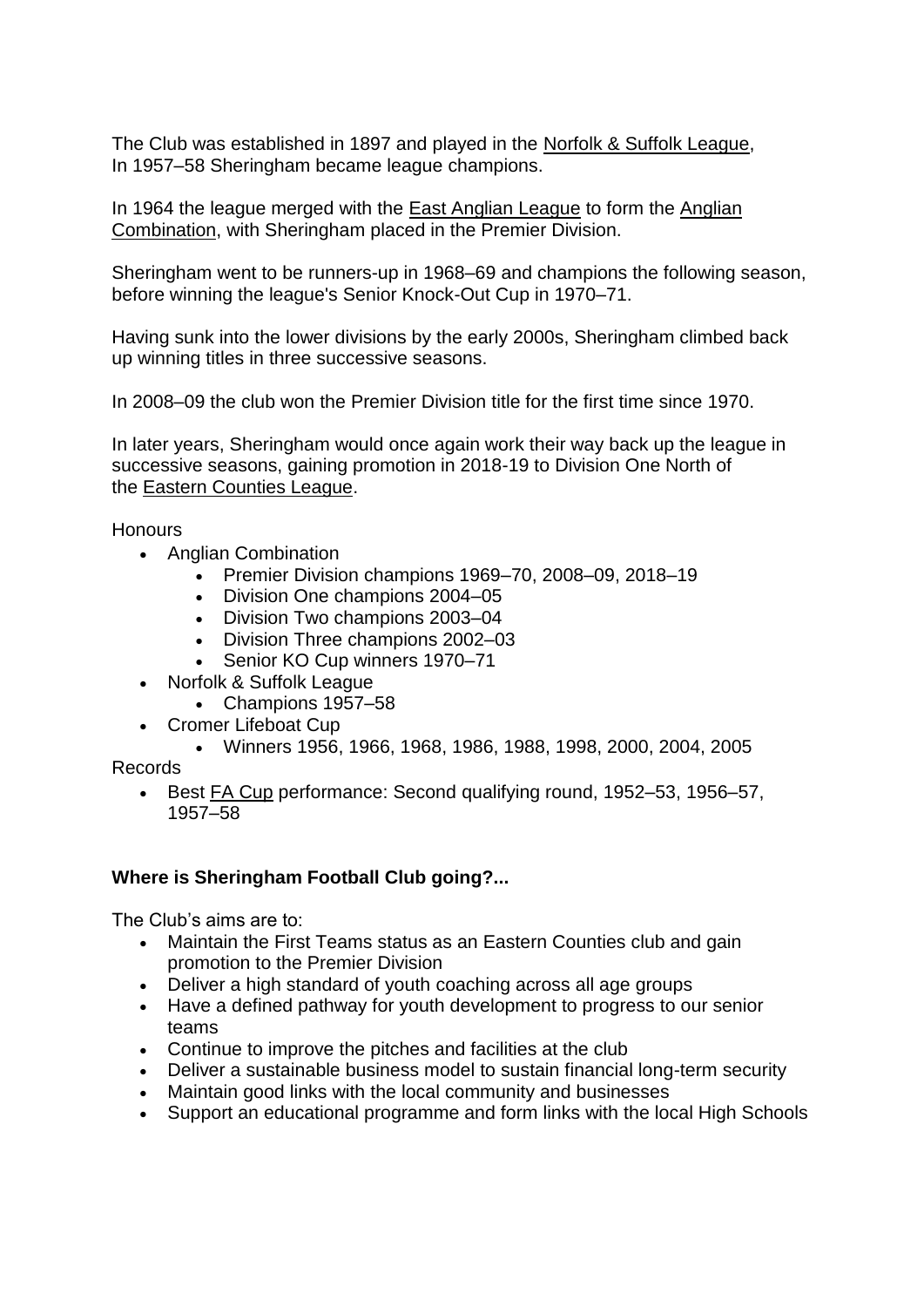The Club was established in 1897 and played in the Norfolk & Suffolk League,
In 1957–58 Sheringham became league champions.

In 1964 the league merged with the East Anglian League to form the Anglian Combination, with Sheringham placed in the Premier Division.

Sheringham went to be runners-up in 1968–69 and champions the following season, before winning the league's Senior Knock-Out Cup in 1970–71.

Having sunk into the lower divisions by the early 2000s, Sheringham climbed back up winning titles in three successive seasons.

In 2008–09 the club won the Premier Division title for the first time since 1970.

In later years, Sheringham would once again work their way back up the league in successive seasons, gaining promotion in 2018-19 to Division One North of the Eastern Counties League.

Honours

- Anglian Combination
    - Premier Division champions 1969–70, 2008–09, 2018–19
    - Division One champions 2004–05
    - Division Two champions 2003–04
    - Division Three champions 2002–03
    - Senior KO Cup winners 1970–71
- Norfolk & Suffolk League
    - Champions 1957–58
- Cromer Lifeboat Cup
    - Winners 1956, 1966, 1968, 1986, 1988, 1998, 2000, 2004, 2005

Records

- Best FA Cup performance: Second qualifying round, 1952–53, 1956–57, 1957–58

**Where is Sheringham Football Club going?...**

The Club's aims are to:

- Maintain the First Teams status as an Eastern Counties club and gain promotion to the Premier Division
- Deliver a high standard of youth coaching across all age groups
- Have a defined pathway for youth development to progress to our senior teams
- Continue to improve the pitches and facilities at the club
- Deliver a sustainable business model to sustain financial long-term security
- Maintain good links with the local community and businesses
- Support an educational programme and form links with the local High Schools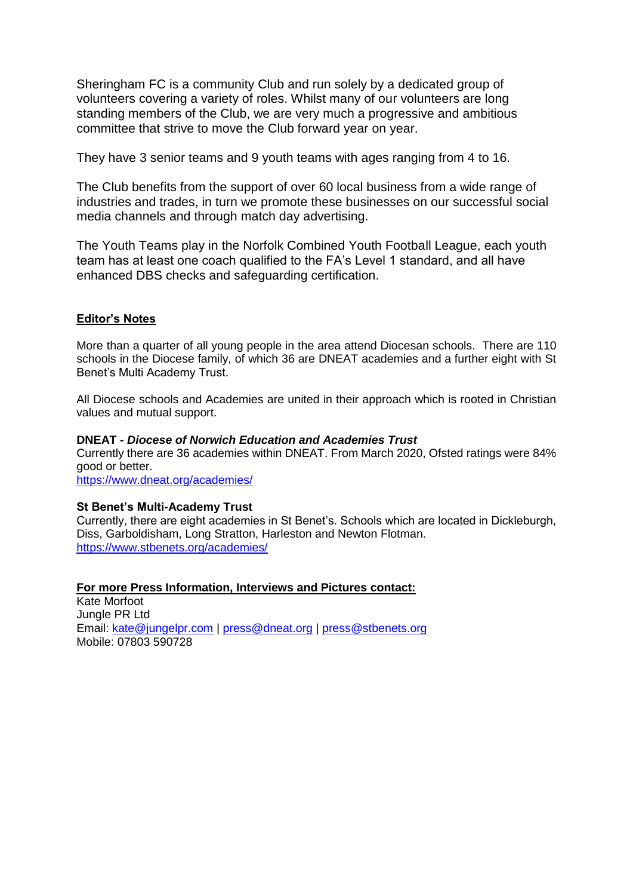Sheringham FC is a community Club and run solely by a dedicated group of volunteers covering a variety of roles. Whilst many of our volunteers are long standing members of the Club, we are very much a progressive and ambitious committee that strive to move the Club forward year on year.

They have 3 senior teams and 9 youth teams with ages ranging from 4 to 16.

The Club benefits from the support of over 60 local business from a wide range of industries and trades, in turn we promote these businesses on our successful social media channels and through match day advertising.

The Youth Teams play in the Norfolk Combined Youth Football League, each youth team has at least one coach qualified to the FA's Level 1 standard, and all have enhanced DBS checks and safeguarding certification.

**Editor's Notes**

More than a quarter of all young people in the area attend Diocesan schools. There are 110 schools in the Diocese family, of which 36 are DNEAT academies and a further eight with St Benet's Multi Academy Trust.

All Diocese schools and Academies are united in their approach which is rooted in Christian values and mutual support.

**DNEAT - *Diocese of Norwich Education and Academies Trust***
Currently there are 36 academies within DNEAT. From March 2020, Ofsted ratings were 84% good or better.
https://www.dneat.org/academies/

**St Benet's Multi-Academy Trust**
Currently, there are eight academies in St Benet's. Schools which are located in Dickleburgh, Diss, Garboldisham, Long Stratton, Harleston and Newton Flotman.
https://www.stbenets.org/academies/

**For more Press Information, Interviews and Pictures contact:**
Kate Morfoot
Jungle PR Ltd
Email: kate@jungelpr.com | press@dneat.org | press@stbenets.org
Mobile: 07803 590728